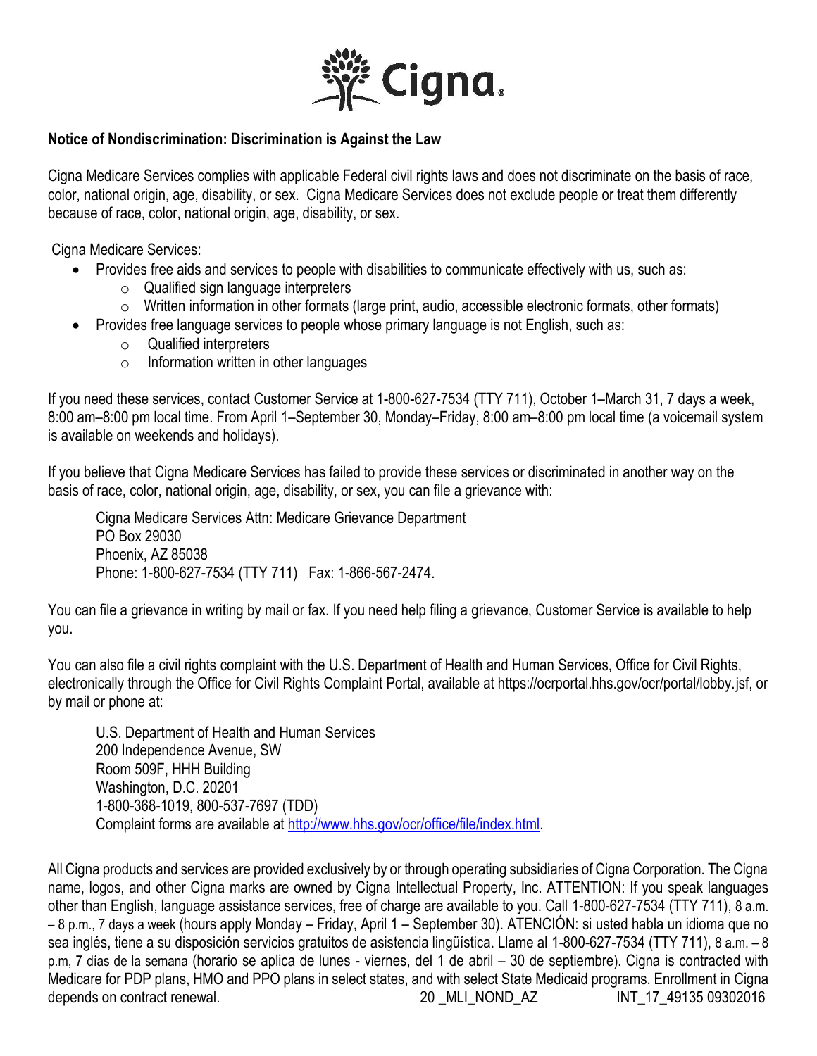**Notice of Nondiscrimination: Discrimination is Against the Law**

Cigna Medicare Services complies with applicable Federal civil rights laws and does not discriminate on the basis of race, color, national origin, age, disability, or sex. Cigna Medicare Services does not exclude people or treat them differently because of race, color, national origin, age, disability, or sex.

Cigna Medicare Services:

- Provides free aids and services to people with disabilities to communicate effectively with us, such as:
  - Qualified sign language interpreters
  - Written information in other formats (large print, audio, accessible electronic formats, other formats)
- Provides free language services to people whose primary language is not English, such as:
  - Qualified interpreters
  - Information written in other languages

If you need these services, contact Customer Service at 1-800-627-7534 (TTY 711), October 1–March 31, 7 days a week, 8:00 am–8:00 pm local time. From April 1–September 30, Monday–Friday, 8:00 am–8:00 pm local time (a voicemail system is available on weekends and holidays).

If you believe that Cigna Medicare Services has failed to provide these services or discriminated in another way on the basis of race, color, national origin, age, disability, or sex, you can file a grievance with:

Cigna Medicare Services Attn: Medicare Grievance Department
PO Box 29030
Phoenix, AZ 85038
Phone: 1-800-627-7534 (TTY 711) Fax: 1-866-567-2474.

You can file a grievance in writing by mail or fax. If you need help filing a grievance, Customer Service is available to help you.

You can also file a civil rights complaint with the U.S. Department of Health and Human Services, Office for Civil Rights, electronically through the Office for Civil Rights Complaint Portal, available at https://ocrportal.hhs.gov/ocr/portal/lobby.jsf, or by mail or phone at:

U.S. Department of Health and Human Services
200 Independence Avenue, SW
Room 509F, HHH Building
Washington, D.C. 20201
1-800-368-1019, 800-537-7697 (TDD)
Complaint forms are available at http://www.hhs.gov/ocr/office/file/index.html.

All Cigna products and services are provided exclusively by or through operating subsidiaries of Cigna Corporation. The Cigna name, logos, and other Cigna marks are owned by Cigna Intellectual Property, Inc. ATTENTION: If you speak languages other than English, language assistance services, free of charge are available to you. Call 1-800-627-7534 (TTY 711), 8 a.m. – 8 p.m., 7 days a week (hours apply Monday – Friday, April 1 – September 30). ATENCIÓN: si usted habla un idioma que no sea inglés, tiene a su disposición servicios gratuitos de asistencia lingüística. Llame al 1-800-627-7534 (TTY 711), 8 a.m. – 8 p.m, 7 días de la semana (horario se aplica de lunes - viernes, del 1 de abril – 30 de septiembre). Cigna is contracted with Medicare for PDP plans, HMO and PPO plans in select states, and with select State Medicaid programs. Enrollment in Cigna depends on contract renewal. 20 _MLI_NOND_AZ INT_17_49135 09302016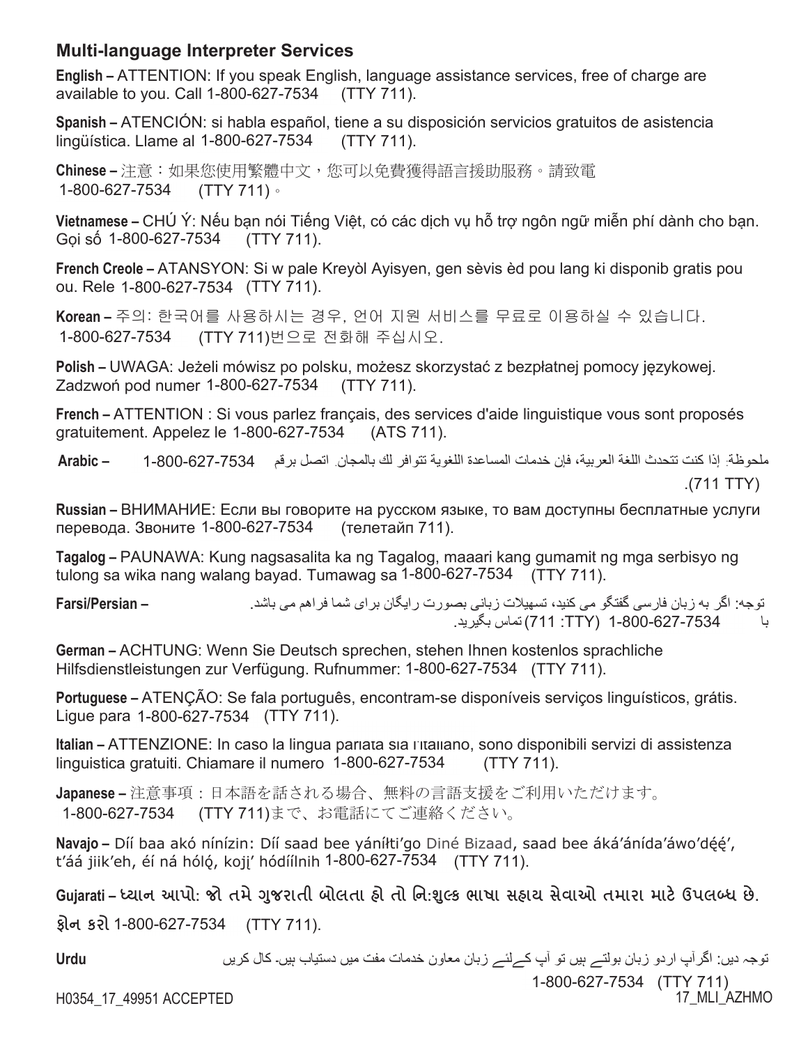## Multi-language Interpreter Services

**English –** ATTENTION: If you speak English, language assistance services, free of charge are available to you. Call 1-800-627-7534 (TTY 711).

**Spanish –** ATENCIÓN: si habla español, tiene a su disposición servicios gratuitos de asistencia lingüística. Llame al 1-800-627-7534 (TTY 711).

**Chinese –** 注意：如果您使用繁體中文，您可以免費獲得語言援助服務。請致電 1-800-627-7534 (TTY 711)。

**Vietnamese –** CHÚ Ý: Nếu bạn nói Tiếng Việt, có các dịch vụ hỗ trợ ngôn ngữ miễn phí dành cho bạn. Gọi số 1-800-627-7534 (TTY 711).

**French Creole –** ATANSYON: Si w pale Kreyòl Ayisyen, gen sèvis èd pou lang ki disponib gratis pou ou. Rele 1-800-627-7534 (TTY 711).

**Korean –** 주의: 한국어를 사용하시는 경우, 언어 지원 서비스를 무료로 이용하실 수 있습니다. 1-800-627-7534 (TTY 711)번으로 전화해 주십시오.

**Polish –** UWAGA: Jeżeli mówisz po polsku, możesz skorzystać z bezpłatnej pomocy językowej. Zadzwoń pod numer 1-800-627-7534 (TTY 711).

**French –** ATTENTION : Si vous parlez français, des services d'aide linguistique vous sont proposés gratuitement. Appelez le 1-800-627-7534 (ATS 711).

**Arabic –** ملحوظة: إذا كنت تتحدث اللغة العربية، فإن خدمات المساعدة اللغوية تتوافر لك بالمجان. اتصل برقم 1-800-627-7534 (TTY 711).

**Russian –** ВНИМАНИЕ: Если вы говорите на русском языке, то вам доступны бесплатные услуги перевода. Звоните 1-800-627-7534 (телетайп 711).

**Tagalog –** PAUNAWA: Kung nagsasalita ka ng Tagalog, maaari kang gumamit ng mga serbisyo ng tulong sa wika nang walang bayad. Tumawag sa 1-800-627-7534 (TTY 711).

**Farsi/Persian –** توجه: اگر به زبان فارسی گفتگو می کنید، تسهیلات زبانی بصورت رایگان برای شما فراهم می باشد. با 1-800-627-7534 (TTY: 711) تماس بگیرید.

**German –** ACHTUNG: Wenn Sie Deutsch sprechen, stehen Ihnen kostenlos sprachliche Hilfsdienstleistungen zur Verfügung. Rufnummer: 1-800-627-7534 (TTY 711).

**Portuguese –** ATENÇÃO: Se fala português, encontram-se disponíveis serviços linguísticos, grátis. Ligue para 1-800-627-7534 (TTY 711).

**Italian –** ATTENZIONE: In caso la lingua parlata sia l'italiano, sono disponibili servizi di assistenza linguistica gratuiti. Chiamare il numero 1-800-627-7534 (TTY 711).

**Japanese –** 注意事項：日本語を話される場合、無料の言語支援をご利用いただけます。1-800-627-7534 (TTY 711)まで、お電話にてご連絡ください。

**Navajo –** Díí baa akó nínízin: Díí saad bee yáníłti'go Diné Bizaad, saad bee áká'ánída'áwo'déé', t'áá jiik'eh, éí ná hóló, kojį' hódíílnih 1-800-627-7534 (TTY 711).

**Gujarati –** ધ્યાન આપો: જો તમે ગુજરાતી બોલતા હો તો નિ:શુલ્ક ભાષા સહાય સેવાઓ તમારા માટે ઉપલબ્ધ છે. ફોન કરો 1-800-627-7534 (TTY 711).

**Urdu** توجہ دیں: اگرآپ اردو زبان بولتے ہیں تو آپ کےلئے زبان معاون خدمات مفت میں دستیاب ہیں۔ کال کریں 1-800-627-7534 (TTY 711)

H0354_17_49951 ACCEPTED

17_MLI_AZHMO